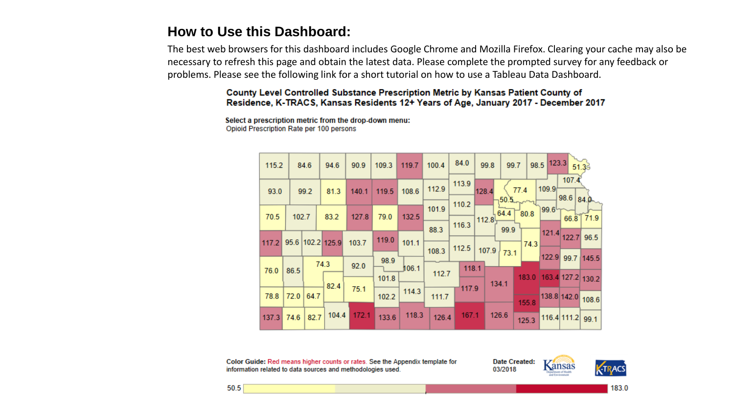## How to Use this Dashboard:

The best web browsers for this dashboard includes Google Chrome and Mozilla Firefox. Clearing your cache may also be necessary to refresh this page and obtain the latest data. Please complete the prompted survey for any feedback or problems. Please see the following link for a short tutorial on how to use a Tableau Data Dashboard.

**County Level Controlled Substance Prescription Metric by Kansas Patient County of Residence, K-TRACS, Kansas Residents 12+ Years of Age, January 2017 - December 2017**

**Select a prescription metric from the drop-down menu:**
Opioid Prescription Rate per 100 persons

115.2 84.6 94.6 90.9 109.3 119.7 100.4 84.0 99.8 99.7 98.5 123.3 51.3
93.0 99.2 81.3 140.1 119.5 108.6 112.9 113.9 128.4 77.4 109.9 107.4 50.5 98.6 84.0
70.5 102.7 83.2 127.8 79.0 132.5 101.9 110.2 112.8 64.4 80.8 99.6 66.8 71.9
88.3 116.3 99.9 121.4 122.7 96.5
117.2 95.6 102.2 125.9 103.7 119.0 101.1 108.3 112.5 107.9 73.1 74.3 122.9 99.7 145.5
76.0 86.5 74.3 92.0 98.9 106.1 112.7 118.1 134.1 183.0 163.4 127.2 130.2
101.8 82.4 75.1 114.3 117.9 138.8 142.0 108.6
78.8 72.0 64.7 102.2 111.7 155.8
137.3 74.6 82.7 104.4 172.1 133.6 118.3 126.4 167.1 126.6 125.3 116.4 111.2 99.1

**Color Guide:** Red means higher counts or rates. See the Appendix template for information related to data sources and methodologies used.

**Date Created:** 03/2018

Kansas Department of Health and Environment

K-TRACS

50.5 183.0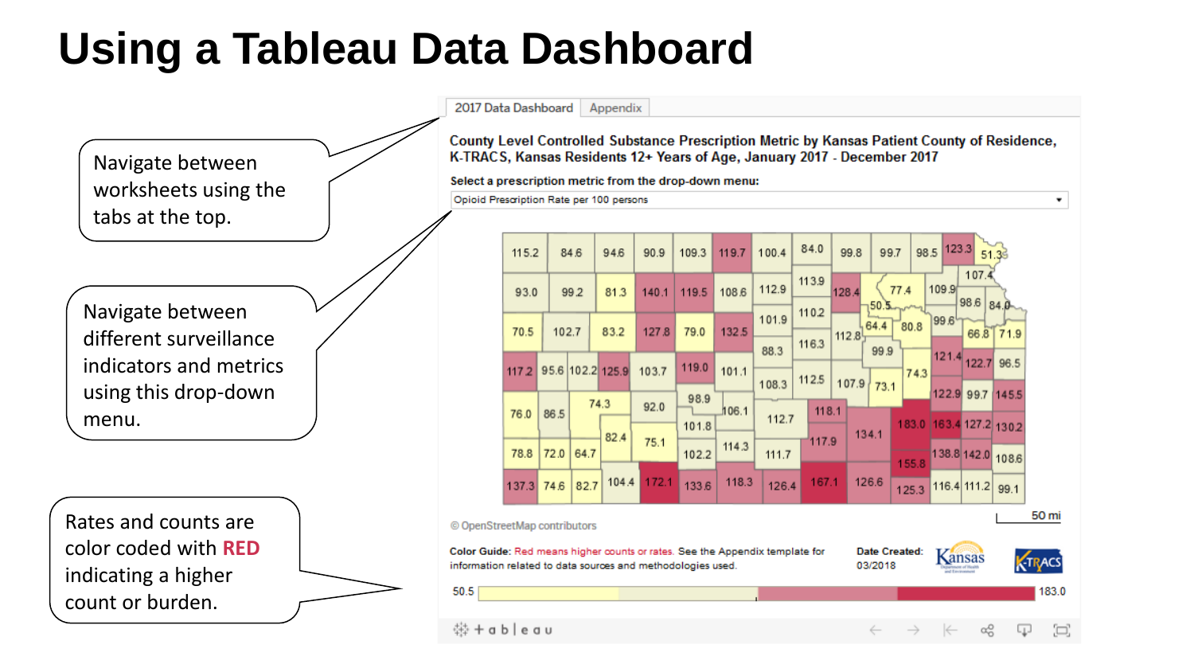# Using a Tableau Data Dashboard

Navigate between worksheets using the tabs at the top.

Navigate between different surveillance indicators and metrics using this drop-down menu.

Rates and counts are color coded with **RED** indicating a higher count or burden.

2017 Data Dashboard | Appendix

**County Level Controlled Substance Prescription Metric by Kansas Patient County of Residence, K-TRACS, Kansas Residents 12+ Years of Age, January 2017 - December 2017**

**Select a prescription metric from the drop-down menu:**

Opioid Prescription Rate per 100 persons

© OpenStreetMap contributors

**Color Guide:** Red means higher counts or rates. See the Appendix template for information related to data sources and methodologies used.

**Date Created:** 03/2018

50.5 — 183.0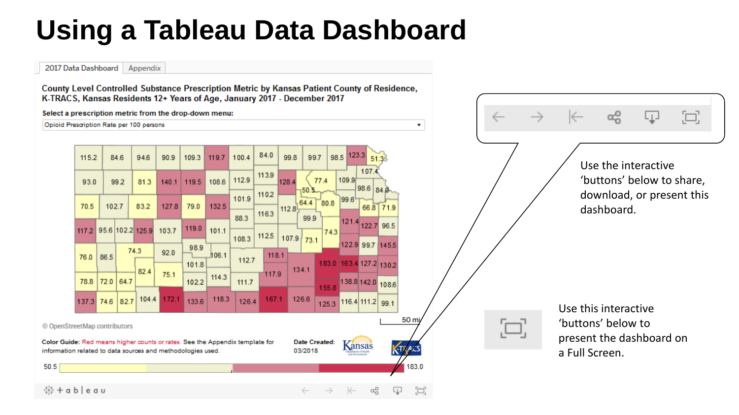# Using a Tableau Data Dashboard

2017 Data Dashboard | Appendix

**County Level Controlled Substance Prescription Metric by Kansas Patient County of Residence, K-TRACS, Kansas Residents 12+ Years of Age, January 2017 - December 2017**

**Select a prescription metric from the drop-down menu:**

Opioid Prescription Rate per 100 persons

115.2 84.6 94.6 90.9 109.3 119.7 100.4 84.0 99.8 99.7 98.5 123.3 51.3

93.0 99.2 81.3 140.1 119.5 108.6 112.9 113.9 128.4 77.4 109.9 107.4 50.5 98.6 84.0

70.5 102.7 83.2 127.8 79.0 132.5 101.9 110.2 112.8 64.4 80.8 99.6 66.8 71.9

88.3 116.3 99.9 121.4 122.7 96.5

117.2 95.6 102.2 125.9 103.7 119.0 101.1 108.3 112.5 107.9 73.1 74.3 122.9 99.7 145.5

76.0 86.5 74.3 92.0 98.9 106.1 101.8 112.7 118.1 134.1 183.0 163.4 127.2 130.2

82.4 75.1 117.9

78.8 72.0 64.7 102.2 114.3 111.7 155.8 138.8 142.0 108.6

137.3 74.6 82.7 104.4 172.1 133.6 118.3 126.4 167.1 126.6 125.3 116.4 111.2 99.1

50 mi

© OpenStreetMap contributors

**Color Guide:** Red means higher counts or rates. See the Appendix template for information related to data sources and methodologies used.

**Date Created:** 03/2018

50.5 — 183.0

+ a b | e a u

Use the interactive 'buttons' below to share, download, or present this dashboard.

Use this interactive 'buttons' below to present the dashboard on a Full Screen.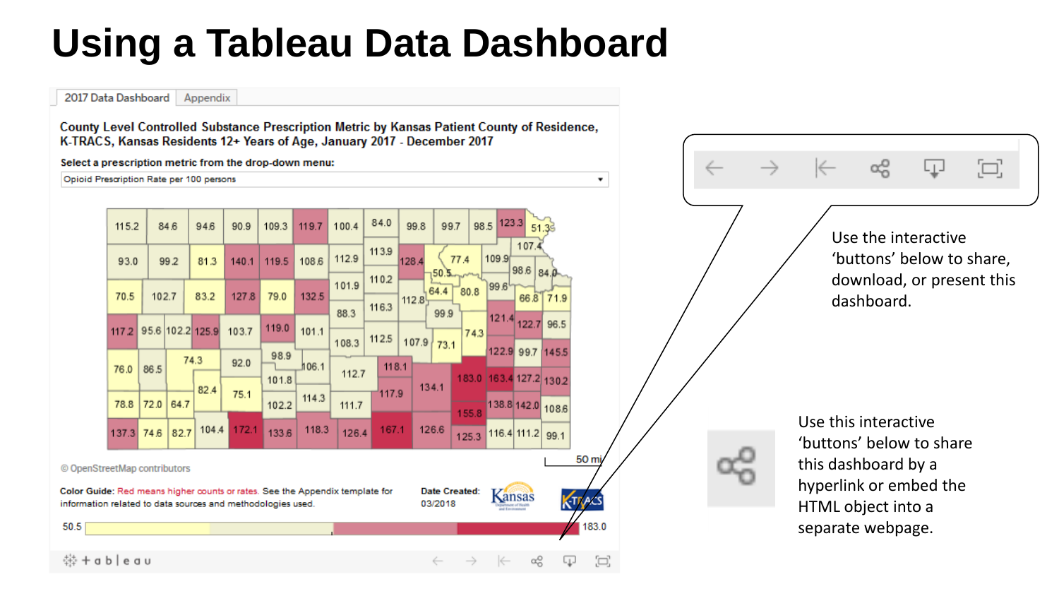# Using a Tableau Data Dashboard

2017 Data Dashboard | Appendix

**County Level Controlled Substance Prescription Metric by Kansas Patient County of Residence, K-TRACS, Kansas Residents 12+ Years of Age, January 2017 - December 2017**

**Select a prescription metric from the drop-down menu:**

Opioid Prescription Rate per 100 persons

© OpenStreetMap contributors

**Color Guide:** Red means higher counts or rates. See the Appendix template for information related to data sources and methodologies used.

**Date Created:** 03/2018

50.5 — 183.0

Use the interactive 'buttons' below to share, download, or present this dashboard.

Use this interactive 'buttons' below to share this dashboard by a hyperlink or embed the HTML object into a separate webpage.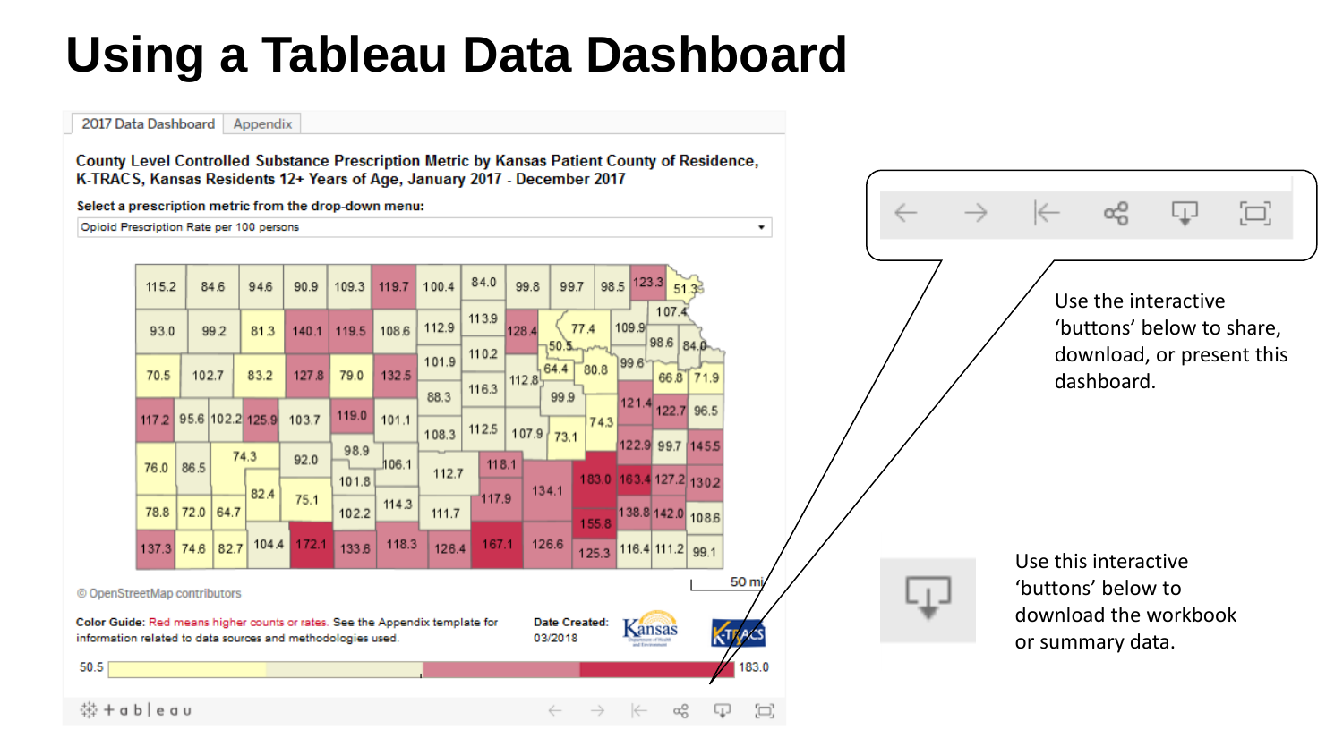# Using a Tableau Data Dashboard

2017 Data Dashboard | Appendix

**County Level Controlled Substance Prescription Metric by Kansas Patient County of Residence, K-TRACS, Kansas Residents 12+ Years of Age, January 2017 - December 2017**

**Select a prescription metric from the drop-down menu:**

Opioid Prescription Rate per 100 persons

115.2 84.6 94.6 90.9 109.3 119.7 100.4 84.0 99.8 99.7 98.5 123.3 51.3

93.0 99.2 81.3 140.1 119.5 108.6 112.9 113.9 128.4 77.4 109.9 107.4 50.5 98.6 84.0

70.5 102.7 83.2 127.8 79.0 132.5 101.9 110.2 64.4 80.8 99.6 112.8 66.8 71.9

88.3 116.3 99.9

117.2 95.6 102.2 125.9 103.7 119.0 101.1 108.3 112.5 107.9 73.1 74.3 121.4 122.7 96.5

98.9 122.9 99.7 145.5

76.0 86.5 74.3 92.0 106.1 112.7 118.1 134.1 183.0 163.4 127.2 130.2

101.8 117.9

82.4 75.1

78.8 72.0 64.7 102.2 114.3 111.7 138.8 142.0 108.6

155.8

137.3 74.6 82.7 104.4 172.1 133.6 118.3 126.4 167.1 126.6 125.3 116.4 111.2 99.1

50 mi

© OpenStreetMap contributors

**Color Guide:** Red means higher counts or rates. See the Appendix template for information related to data sources and methodologies used.

**Date Created:** 03/2018

50.5 — 183.0

+ a b | e a u

Use the interactive 'buttons' below to share, download, or present this dashboard.

Use this interactive 'buttons' below to download the workbook or summary data.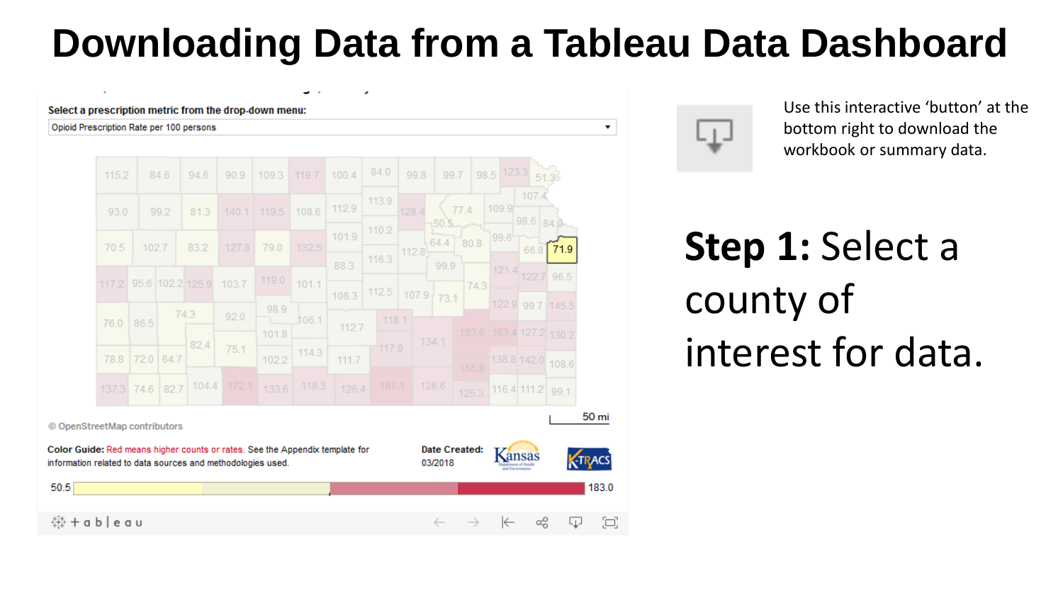# Downloading Data from a Tableau Data Dashboard

Select a prescription metric from the drop-down menu:

Opioid Prescription Rate per 100 persons

© OpenStreetMap contributors

50 mi

**Color Guide:** Red means higher counts or rates. See the Appendix template for information related to data sources and methodologies used.

**Date Created:** 03/2018

50.5 — 183.0

Use this interactive 'button' at the bottom right to download the workbook or summary data.

**Step 1:** Select a county of interest for data.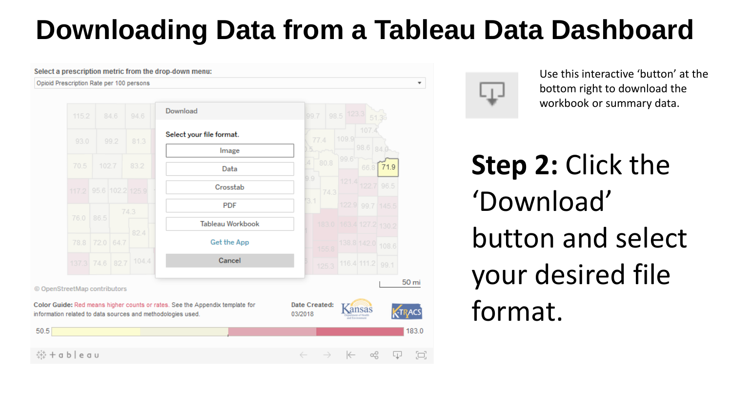# Downloading Data from a Tableau Data Dashboard

Use this interactive 'button' at the bottom right to download the workbook or summary data.

**Step 2:** Click the 'Download' button and select your desired file format.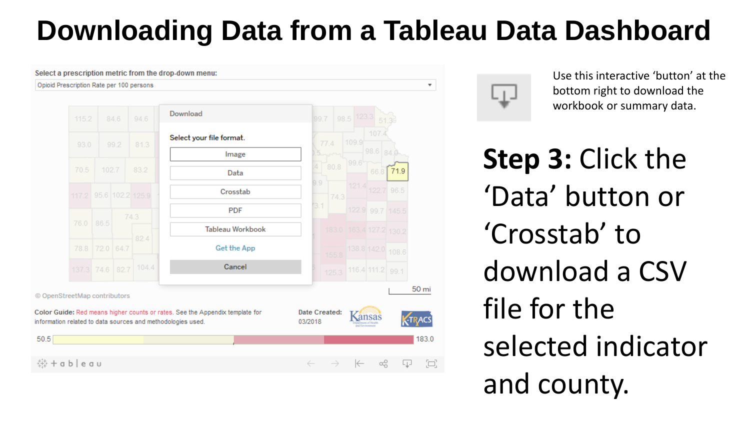# Downloading Data from a Tableau Data Dashboard

Use this interactive 'button' at the bottom right to download the workbook or summary data.

**Step 3:** Click the 'Data' button or 'Crosstab' to download a CSV file for the selected indicator and county.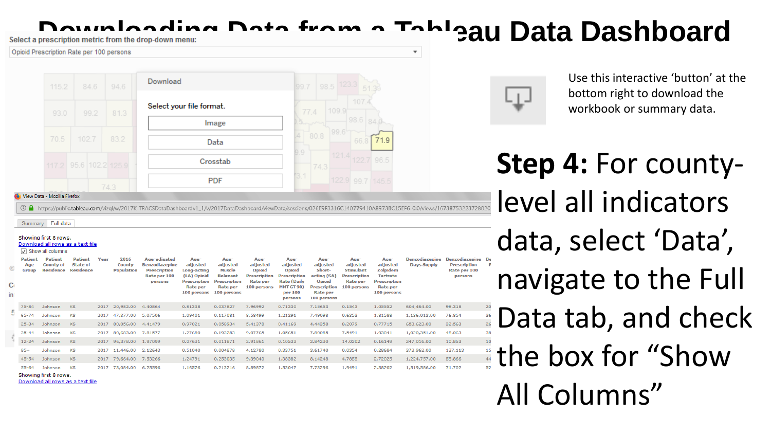# Downloading Data from a Tableau Data Dashboard

Select a prescription metric from the drop-down menu:

Opioid Prescription Rate per 100 persons

Download

Select your file format.

Image

Data

Crosstab

PDF

View Data - Mozilla Firefox

https://public.tableau.com/vizql/w/2017K-TRACSDataDashboardv1_1/v/2017DataDashboard/viewData/sessions/026E9F3316C140779410A8973BC15EF6-0:0/views/16738753223728020

Summary | Full data

Showing first 8 rows.
Download all rows as a text file

☑ Show all columns

| Patient Age Group | Patient County of Residence | Patient State of Residence | Year | 2016 County Population | Age-adjusted Benzodiazepine Prescription Rate per 100 persons | Age-adjusted Long-acting (LA) Opioid Prescription Rate per 100 persons | Age-adjusted Muscle Relaxant Prescription Rate per 100 persons | Age-adjusted Opioid Prescription Rate per 100 persons | Age-adjusted Opioid Prescription Rate (Daily MMT GT 90) per 100 persons | Age-adjusted Short-acting (SA) Opioid Prescription Rate per 100 persons | Age-adjusted Stimulant Prescription Rate per 100 persons | Age-adjusted Zolpidem Tartrate Prescription Rate per 100 persons | Benzodiazepine Days Supply | Benzodiazepine Prescription Rate per 100 persons |
|---|---|---|---|---|---|---|---|---|---|---|---|---|---|---|
| 75-84 | Johnson | KS | 2017 | 20,982.00 | 4.40864 | 0.81338 | 0.037827 | 7.96992 | 0.71230 | 7.15653 | 0.1543 | 1.05552 | 604,464.00 | 98.318 |
| 65-74 | Johnson | KS | 2017 | 47,377.00 | 5.07506 | 1.09401 | 0.117081 | 8.58499 | 1.21291 | 7.49098 | 0.6353 | 1.81588 | 1,136,013.00 | 76.854 |
| 25-34 | Johnson | KS | 2017 | 80,056.00 | 4.41479 | 0.97021 | 0.058934 | 5.41378 | 0.41169 | 4.44358 | 8.2079 | 0.77715 | 653,623.00 | 32.563 |
| 35-44 | Johnson | KS | 2017 | 80,683.00 | 7.81577 | 1.27680 | 0.193283 | 9.07765 | 1.05651 | 7.80085 | 7.5491 | 1.93041 | 1,020,351.00 | 48.063 |
| 12-24 | Johnson | KS | 2017 | 96,378.00 | 1.97099 | 0.07631 | 0.011871 | 2.91861 | 0.10533 | 2.84230 | 14.0302 | 0.16149 | 247,016.00 | 10.853 |
| 85+ | Johnson | KS | 2017 | 11,446.00 | 2.12643 | 0.51040 | 0.004878 | 4.12780 | 0.33751 | 3.61740 | 0.0354 | 0.28684 | 373,962.00 | 137.113 |
| 45-54 | Johnson | KS | 2017 | 79,664.00 | 7.53266 | 1.24791 | 0.253035 | 9.39040 | 1.38382 | 8.14248 | 4.7855 | 2.72025 | 1,224,757.00 | 55.866 |
| 55-64 | Johnson | KS | 2017 | 73,084.00 | 6.25596 | 1.16576 | 0.213216 | 8.89872 | 1.53047 | 7.73296 | 1.5491 | 2.38202 | 1,519,586.00 | 71.702 |

Showing first 8 rows.
Download all rows as a text file

Use this interactive 'button' at the bottom right to download the workbook or summary data.

**Step 4:** For county-level all indicators data, select 'Data', navigate to the Full Data tab, and check the box for "Show All Columns"